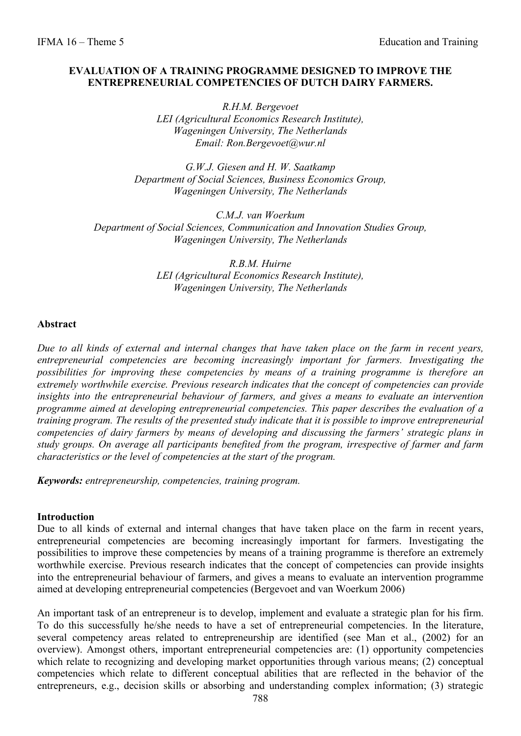# EVALUATION OF A TRAINING PROGRAMME DESIGNED TO IMPROVE THE ENTREPRENEURIAL COMPETENCIES OF DUTCH DAIRY FARMERS.

*R.H.M. Bergevoet*
*LEI (Agricultural Economics Research Institute),*
*Wageningen University, The Netherlands*
*Email: Ron.Bergevoet@wur.nl*

*G.W.J. Giesen and H. W. Saatkamp*
*Department of Social Sciences, Business Economics Group,*
*Wageningen University, The Netherlands*

*C.M.J. van Woerkum*
*Department of Social Sciences, Communication and Innovation Studies Group,*
*Wageningen University, The Netherlands*

*R.B.M. Huirne*
*LEI (Agricultural Economics Research Institute),*
*Wageningen University, The Netherlands*

## Abstract

*Due to all kinds of external and internal changes that have taken place on the farm in recent years, entrepreneurial competencies are becoming increasingly important for farmers. Investigating the possibilities for improving these competencies by means of a training programme is therefore an extremely worthwhile exercise. Previous research indicates that the concept of competencies can provide insights into the entrepreneurial behaviour of farmers, and gives a means to evaluate an intervention programme aimed at developing entrepreneurial competencies. This paper describes the evaluation of a training program. The results of the presented study indicate that it is possible to improve entrepreneurial competencies of dairy farmers by means of developing and discussing the farmers' strategic plans in study groups. On average all participants benefited from the program, irrespective of farmer and farm characteristics or the level of competencies at the start of the program.*

***Keywords:*** *entrepreneurship, competencies, training program.*

## Introduction

Due to all kinds of external and internal changes that have taken place on the farm in recent years, entrepreneurial competencies are becoming increasingly important for farmers. Investigating the possibilities to improve these competencies by means of a training programme is therefore an extremely worthwhile exercise. Previous research indicates that the concept of competencies can provide insights into the entrepreneurial behaviour of farmers, and gives a means to evaluate an intervention programme aimed at developing entrepreneurial competencies (Bergevoet and van Woerkum 2006)

An important task of an entrepreneur is to develop, implement and evaluate a strategic plan for his firm. To do this successfully he/she needs to have a set of entrepreneurial competencies. In the literature, several competency areas related to entrepreneurship are identified (see Man et al., (2002) for an overview). Amongst others, important entrepreneurial competencies are: (1) opportunity competencies which relate to recognizing and developing market opportunities through various means; (2) conceptual competencies which relate to different conceptual abilities that are reflected in the behavior of the entrepreneurs, e.g., decision skills or absorbing and understanding complex information; (3) strategic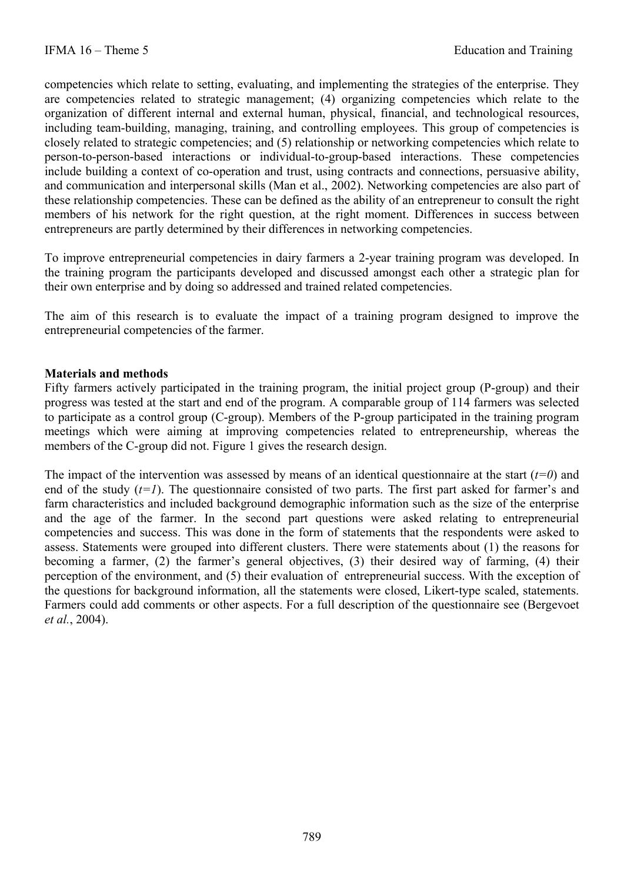competencies which relate to setting, evaluating, and implementing the strategies of the enterprise. They are competencies related to strategic management; (4) organizing competencies which relate to the organization of different internal and external human, physical, financial, and technological resources, including team-building, managing, training, and controlling employees. This group of competencies is closely related to strategic competencies; and (5) relationship or networking competencies which relate to person-to-person-based interactions or individual-to-group-based interactions. These competencies include building a context of co-operation and trust, using contracts and connections, persuasive ability, and communication and interpersonal skills (Man et al., 2002). Networking competencies are also part of these relationship competencies. These can be defined as the ability of an entrepreneur to consult the right members of his network for the right question, at the right moment. Differences in success between entrepreneurs are partly determined by their differences in networking competencies.

To improve entrepreneurial competencies in dairy farmers a 2-year training program was developed. In the training program the participants developed and discussed amongst each other a strategic plan for their own enterprise and by doing so addressed and trained related competencies.

The aim of this research is to evaluate the impact of a training program designed to improve the entrepreneurial competencies of the farmer.

**Materials and methods**

Fifty farmers actively participated in the training program, the initial project group (P-group) and their progress was tested at the start and end of the program. A comparable group of 114 farmers was selected to participate as a control group (C-group). Members of the P-group participated in the training program meetings which were aiming at improving competencies related to entrepreneurship, whereas the members of the C-group did not. Figure 1 gives the research design.

The impact of the intervention was assessed by means of an identical questionnaire at the start ($t=0$) and end of the study ($t=1$). The questionnaire consisted of two parts. The first part asked for farmer's and farm characteristics and included background demographic information such as the size of the enterprise and the age of the farmer. In the second part questions were asked relating to entrepreneurial competencies and success. This was done in the form of statements that the respondents were asked to assess. Statements were grouped into different clusters. There were statements about (1) the reasons for becoming a farmer, (2) the farmer's general objectives, (3) their desired way of farming, (4) their perception of the environment, and (5) their evaluation of entrepreneurial success. With the exception of the questions for background information, all the statements were closed, Likert-type scaled, statements. Farmers could add comments or other aspects. For a full description of the questionnaire see (Bergevoet *et al.*, 2004).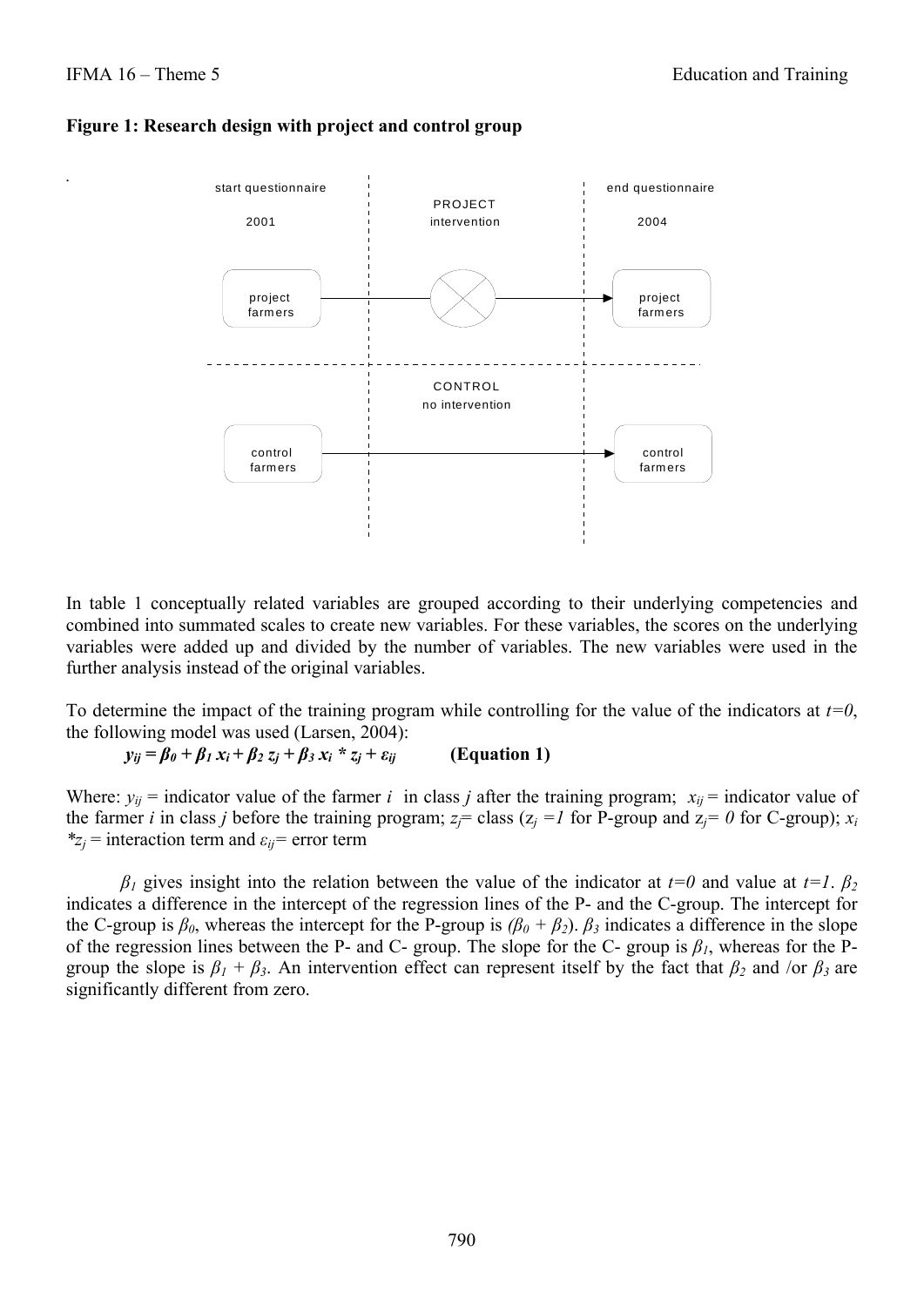**Figure 1: Research design with project and control group**

In table 1 conceptually related variables are grouped according to their underlying competencies and combined into summated scales to create new variables. For these variables, the scores on the underlying variables were added up and divided by the number of variables. The new variables were used in the further analysis instead of the original variables.

To determine the impact of the training program while controlling for the value of the indicators at $t=0$, the following model was used (Larsen, 2004):

$$y_{ij} = \beta_0 + \beta_1 x_i + \beta_2 z_j + \beta_3 x_i * z_j + \varepsilon_{ij} \qquad \textbf{(Equation 1)}$$

Where: $y_{ij}$ = indicator value of the farmer $i$ in class $j$ after the training program; $x_{ij}$ = indicator value of the farmer $i$ in class $j$ before the training program; $z_j$= class ($z_j = 1$ for P-group and $z_j = 0$ for C-group); $x_i * z_j$ = interaction term and $\varepsilon_{ij}$= error term

$\beta_1$ gives insight into the relation between the value of the indicator at $t=0$ and value at $t=1$. $\beta_2$ indicates a difference in the intercept of the regression lines of the P- and the C-group. The intercept for the C-group is $\beta_0$, whereas the intercept for the P-group is $(\beta_0 + \beta_2)$. $\beta_3$ indicates a difference in the slope of the regression lines between the P- and C- group. The slope for the C- group is $\beta_1$, whereas for the P-group the slope is $\beta_1 + \beta_3$. An intervention effect can represent itself by the fact that $\beta_2$ and /or $\beta_3$ are significantly different from zero.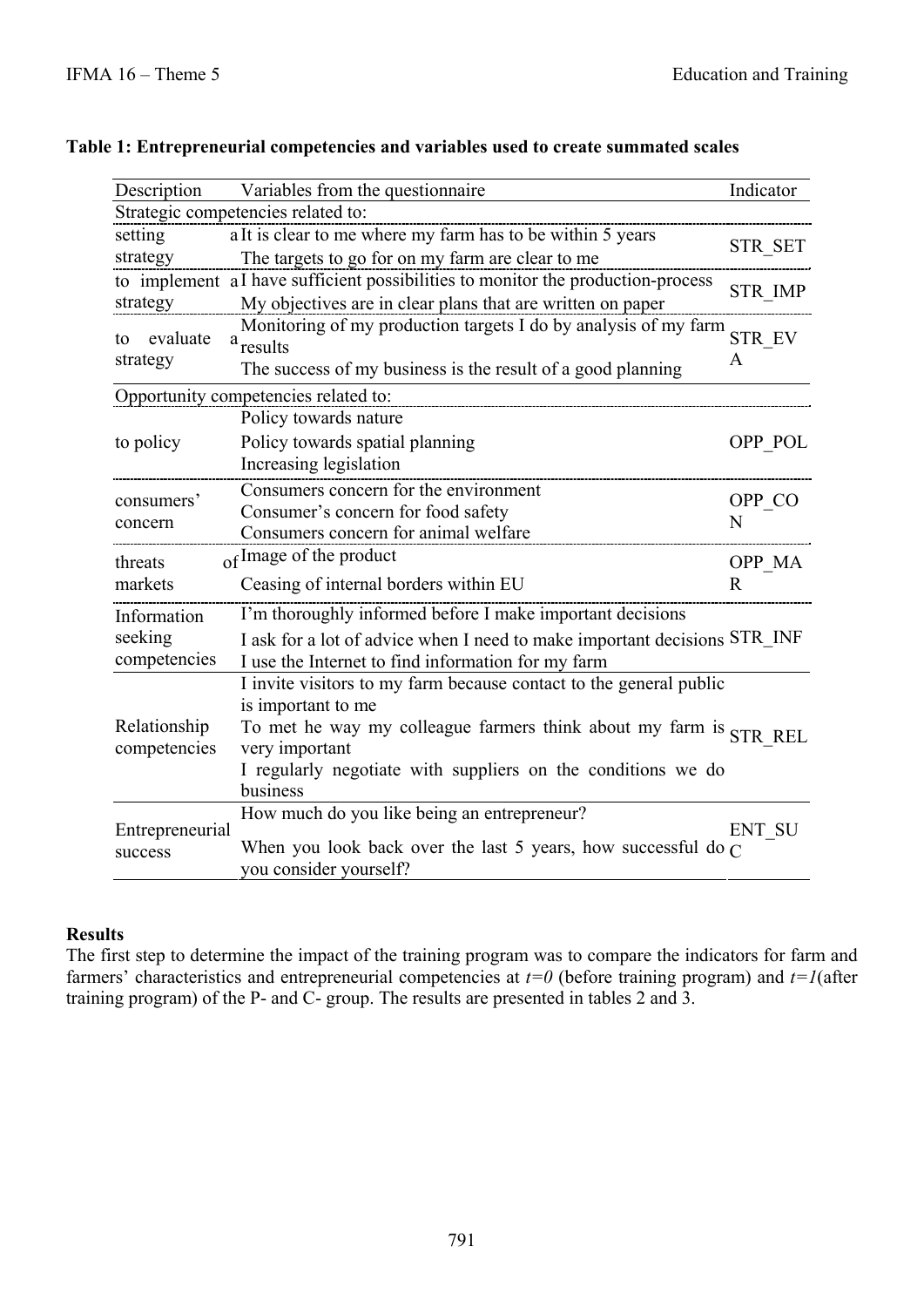**Table 1: Entrepreneurial competencies and variables used to create summated scales**

| Description | Variables from the questionnaire | Indicator |
|---|---|---|
| Strategic competencies related to: | | |
| setting a strategy | It is clear to me where my farm has to be within 5 years<br>The targets to go for on my farm are clear to me | STR_SET |
| to implement a strategy | I have sufficient possibilities to monitor the production-process<br>My objectives are in clear plans that are written on paper | STR_IMP |
| to evaluate a strategy | Monitoring of my production targets I do by analysis of my farm results<br>The success of my business is the result of a good planning | STR_EVA |
| Opportunity competencies related to: | | |
| to policy | Policy towards nature<br>Policy towards spatial planning<br>Increasing legislation | OPP_POL |
| consumers' concern | Consumers concern for the environment<br>Consumer's concern for food safety<br>Consumers concern for animal welfare | OPP_CON |
| threats of markets | Image of the product<br>Ceasing of internal borders within EU | OPP_MAR |
| Information seeking competencies | I'm thoroughly informed before I make important decisions<br>I ask for a lot of advice when I need to make important decisions<br>I use the Internet to find information for my farm | STR_INF |
| Relationship competencies | I invite visitors to my farm because contact to the general public is important to me<br>To met he way my colleague farmers think about my farm is very important<br>I regularly negotiate with suppliers on the conditions we do business | STR_REL |
| Entrepreneurial success | How much do you like being an entrepreneur?<br>When you look back over the last 5 years, how successful do you consider yourself? | ENT_SUC |

## Results

The first step to determine the impact of the training program was to compare the indicators for farm and farmers' characteristics and entrepreneurial competencies at $t=0$ (before training program) and $t=1$(after training program) of the P- and C- group. The results are presented in tables 2 and 3.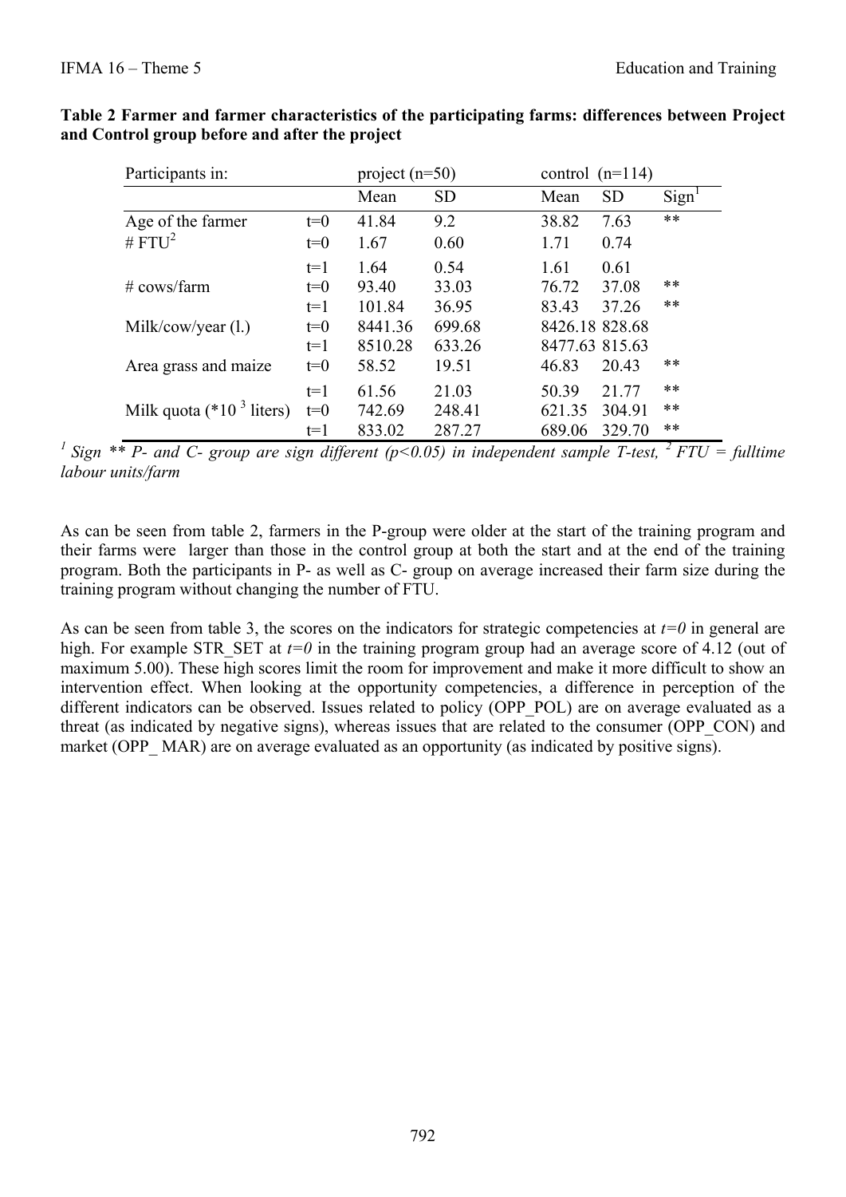**Table 2 Farmer and farmer characteristics of the participating farms: differences between Project and Control group before and after the project**

| Participants in: | | project (n=50) | | control (n=114) | | |
|---|---|---|---|---|---|---|
| | | Mean | SD | Mean | SD | Sign[1] |
| Age of the farmer | t=0 | 41.84 | 9.2 | 38.82 | 7.63 | ** |
| # FTU[2] | t=0 | 1.67 | 0.60 | 1.71 | 0.74 | |
| | t=1 | 1.64 | 0.54 | 1.61 | 0.61 | |
| # cows/farm | t=0 | 93.40 | 33.03 | 76.72 | 37.08 | ** |
| | t=1 | 101.84 | 36.95 | 83.43 | 37.26 | ** |
| Milk/cow/year (l.) | t=0 | 8441.36 | 699.68 | 8426.18 | 828.68 | |
| | t=1 | 8510.28 | 633.26 | 8477.63 | 815.63 | |
| Area grass and maize | t=0 | 58.52 | 19.51 | 46.83 | 20.43 | ** |
| | t=1 | 61.56 | 21.03 | 50.39 | 21.77 | ** |
| Milk quota (*$10^3$ liters) | t=0 | 742.69 | 248.41 | 621.35 | 304.91 | ** |
| | t=1 | 833.02 | 287.27 | 689.06 | 329.70 | ** |

*[1] Sign ** P- and C- group are sign different ($p<0.05$) in independent sample T-test, [2] FTU = fulltime labour units/farm*

As can be seen from table 2, farmers in the P-group were older at the start of the training program and their farms were larger than those in the control group at both the start and at the end of the training program. Both the participants in P- as well as C- group on average increased their farm size during the training program without changing the number of FTU.

As can be seen from table 3, the scores on the indicators for strategic competencies at $t=0$ in general are high. For example STR_SET at $t=0$ in the training program group had an average score of 4.12 (out of maximum 5.00). These high scores limit the room for improvement and make it more difficult to show an intervention effect. When looking at the opportunity competencies, a difference in perception of the different indicators can be observed. Issues related to policy (OPP_POL) are on average evaluated as a threat (as indicated by negative signs), whereas issues that are related to the consumer (OPP_CON) and market (OPP_ MAR) are on average evaluated as an opportunity (as indicated by positive signs).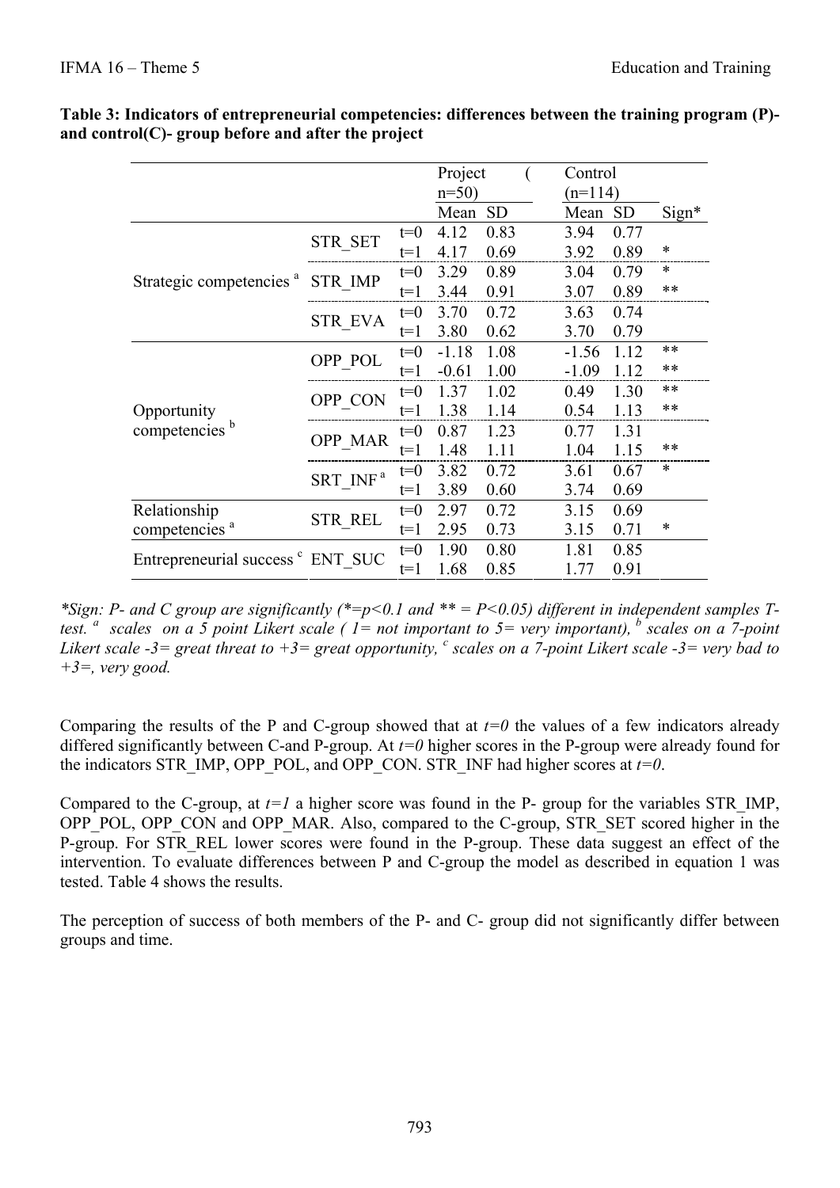**Table 3: Indicators of entrepreneurial competencies: differences between the training program (P)- and control(C)- group before and after the project**

| | | | Project (n=50) | | Control (n=114) | | |
|---|---|---|---|---|---|---|---|
| | | | Mean | SD | Mean | SD | Sign* |
| Strategic competencies [a] | STR_SET | t=0 | 4.12 | 0.83 | 3.94 | 0.77 | |
| | | t=1 | 4.17 | 0.69 | 3.92 | 0.89 | * |
| | STR_IMP | t=0 | 3.29 | 0.89 | 3.04 | 0.79 | * |
| | | t=1 | 3.44 | 0.91 | 3.07 | 0.89 | ** |
| | STR_EVA | t=0 | 3.70 | 0.72 | 3.63 | 0.74 | |
| | | t=1 | 3.80 | 0.62 | 3.70 | 0.79 | |
| Opportunity competencies [b] | OPP_POL | t=0 | -1.18 | 1.08 | -1.56 | 1.12 | ** |
| | | t=1 | -0.61 | 1.00 | -1.09 | 1.12 | ** |
| | OPP_CON | t=0 | 1.37 | 1.02 | 0.49 | 1.30 | ** |
| | | t=1 | 1.38 | 1.14 | 0.54 | 1.13 | ** |
| | OPP_MAR | t=0 | 0.87 | 1.23 | 0.77 | 1.31 | |
| | | t=1 | 1.48 | 1.11 | 1.04 | 1.15 | ** |
| | SRT_INF [a] | t=0 | 3.82 | 0.72 | 3.61 | 0.67 | * |
| | | t=1 | 3.89 | 0.60 | 3.74 | 0.69 | |
| Relationship competencies [a] | STR_REL | t=0 | 2.97 | 0.72 | 3.15 | 0.69 | |
| | | t=1 | 2.95 | 0.73 | 3.15 | 0.71 | * |
| Entrepreneurial success [c] | ENT_SUC | t=0 | 1.90 | 0.80 | 1.81 | 0.85 | |
| | | t=1 | 1.68 | 0.85 | 1.77 | 0.91 | |

*\*Sign: P- and C group are significantly (\*=p<0.1 and \*\* = P<0.05) different in independent samples T-test. [a] scales on a 5 point Likert scale ( 1= not important to 5= very important), [b] scales on a 7-point Likert scale -3= great threat to +3= great opportunity, [c] scales on a 7-point Likert scale -3= very bad to +3=, very good.*

Comparing the results of the P and C-group showed that at *t=0* the values of a few indicators already differed significantly between C-and P-group. At *t=0* higher scores in the P-group were already found for the indicators STR_IMP, OPP_POL, and OPP_CON. STR_INF had higher scores at *t=0*.

Compared to the C-group, at *t=1* a higher score was found in the P- group for the variables STR_IMP, OPP_POL, OPP_CON and OPP_MAR. Also, compared to the C-group, STR_SET scored higher in the P-group. For STR_REL lower scores were found in the P-group. These data suggest an effect of the intervention. To evaluate differences between P and C-group the model as described in equation 1 was tested. Table 4 shows the results.

The perception of success of both members of the P- and C- group did not significantly differ between groups and time.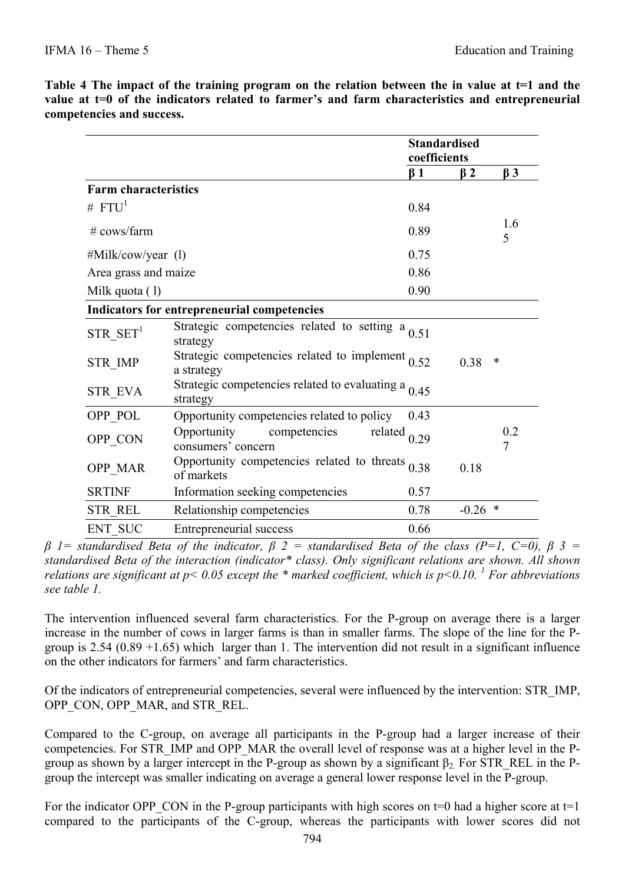**Table 4 The impact of the training program on the relation between the in value at t=1 and the value at t=0 of the indicators related to farmer's and farm characteristics and entrepreneurial competencies and success.**

| | | Standardised coefficients | | |
|---|---|---|---|---|
| | | β 1 | β 2 | β 3 |
| **Farm characteristics** | | | | |
| # FTU[1] | | 0.84 | | |
| # cows/farm | | 0.89 | | 1.65 |
| #Milk/cow/year (l) | | 0.75 | | |
| Area grass and maize | | 0.86 | | |
| Milk quota ( l) | | 0.90 | | |
| **Indicators for entrepreneurial competencies** | | | | |
| STR_SET[1] | Strategic competencies related to setting a strategy | 0.51 | | |
| STR_IMP | Strategic competencies related to implement a strategy | 0.52 | 0.38 * | |
| STR_EVA | Strategic competencies related to evaluating a strategy | 0.45 | | |
| OPP_POL | Opportunity competencies related to policy | 0.43 | | |
| OPP_CON | Opportunity competencies related consumers' concern | 0.29 | | 0.27 |
| OPP_MAR | Opportunity competencies related to threats of markets | 0.38 | 0.18 | |
| SRTINF | Information seeking competencies | 0.57 | | |
| STR_REL | Relationship competencies | 0.78 | -0.26 * | |
| ENT_SUC | Entrepreneurial success | 0.66 | | |

*β 1= standardised Beta of the indicator, β 2 = standardised Beta of the class (P=1, C=0), β 3 = standardised Beta of the interaction (indicator\* class). Only significant relations are shown. All shown relations are significant at p< 0.05 except the \* marked coefficient, which is p<0.10. [1] For abbreviations see table 1.*

The intervention influenced several farm characteristics. For the P-group on average there is a larger increase in the number of cows in larger farms is than in smaller farms. The slope of the line for the P-group is 2.54 (0.89 +1.65) which larger than 1. The intervention did not result in a significant influence on the other indicators for farmers' and farm characteristics.

Of the indicators of entrepreneurial competencies, several were influenced by the intervention: STR_IMP, OPP_CON, OPP_MAR, and STR_REL.

Compared to the C-group, on average all participants in the P-group had a larger increase of their competencies. For STR_IMP and OPP_MAR the overall level of response was at a higher level in the P-group as shown by a larger intercept in the P-group as shown by a significant $\beta_2$. For STR_REL in the P-group the intercept was smaller indicating on average a general lower response level in the P-group.

For the indicator OPP_CON in the P-group participants with high scores on t=0 had a higher score at t=1 compared to the participants of the C-group, whereas the participants with lower scores did not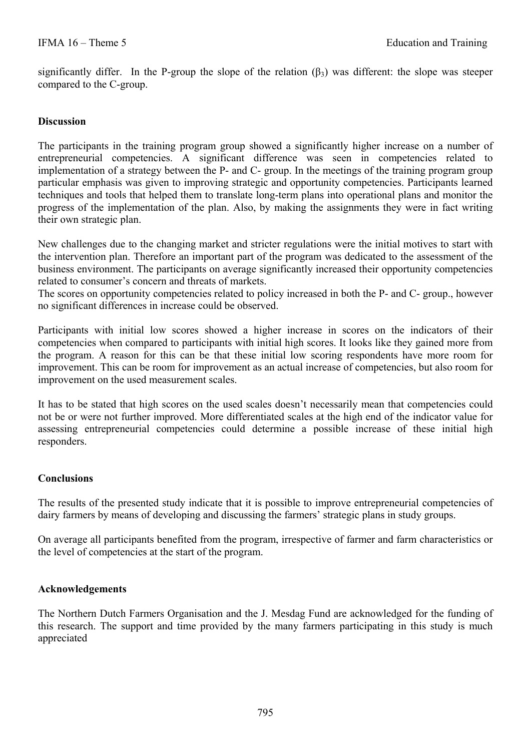significantly differ. In the P-group the slope of the relation ($\beta_3$) was different: the slope was steeper compared to the C-group.

## Discussion

The participants in the training program group showed a significantly higher increase on a number of entrepreneurial competencies. A significant difference was seen in competencies related to implementation of a strategy between the P- and C- group. In the meetings of the training program group particular emphasis was given to improving strategic and opportunity competencies. Participants learned techniques and tools that helped them to translate long-term plans into operational plans and monitor the progress of the implementation of the plan. Also, by making the assignments they were in fact writing their own strategic plan.

New challenges due to the changing market and stricter regulations were the initial motives to start with the intervention plan. Therefore an important part of the program was dedicated to the assessment of the business environment. The participants on average significantly increased their opportunity competencies related to consumer's concern and threats of markets.
The scores on opportunity competencies related to policy increased in both the P- and C- group., however no significant differences in increase could be observed.

Participants with initial low scores showed a higher increase in scores on the indicators of their competencies when compared to participants with initial high scores. It looks like they gained more from the program. A reason for this can be that these initial low scoring respondents have more room for improvement. This can be room for improvement as an actual increase of competencies, but also room for improvement on the used measurement scales.

It has to be stated that high scores on the used scales doesn't necessarily mean that competencies could not be or were not further improved. More differentiated scales at the high end of the indicator value for assessing entrepreneurial competencies could determine a possible increase of these initial high responders.

## Conclusions

The results of the presented study indicate that it is possible to improve entrepreneurial competencies of dairy farmers by means of developing and discussing the farmers' strategic plans in study groups.

On average all participants benefited from the program, irrespective of farmer and farm characteristics or the level of competencies at the start of the program.

## Acknowledgements

The Northern Dutch Farmers Organisation and the J. Mesdag Fund are acknowledged for the funding of this research. The support and time provided by the many farmers participating in this study is much appreciated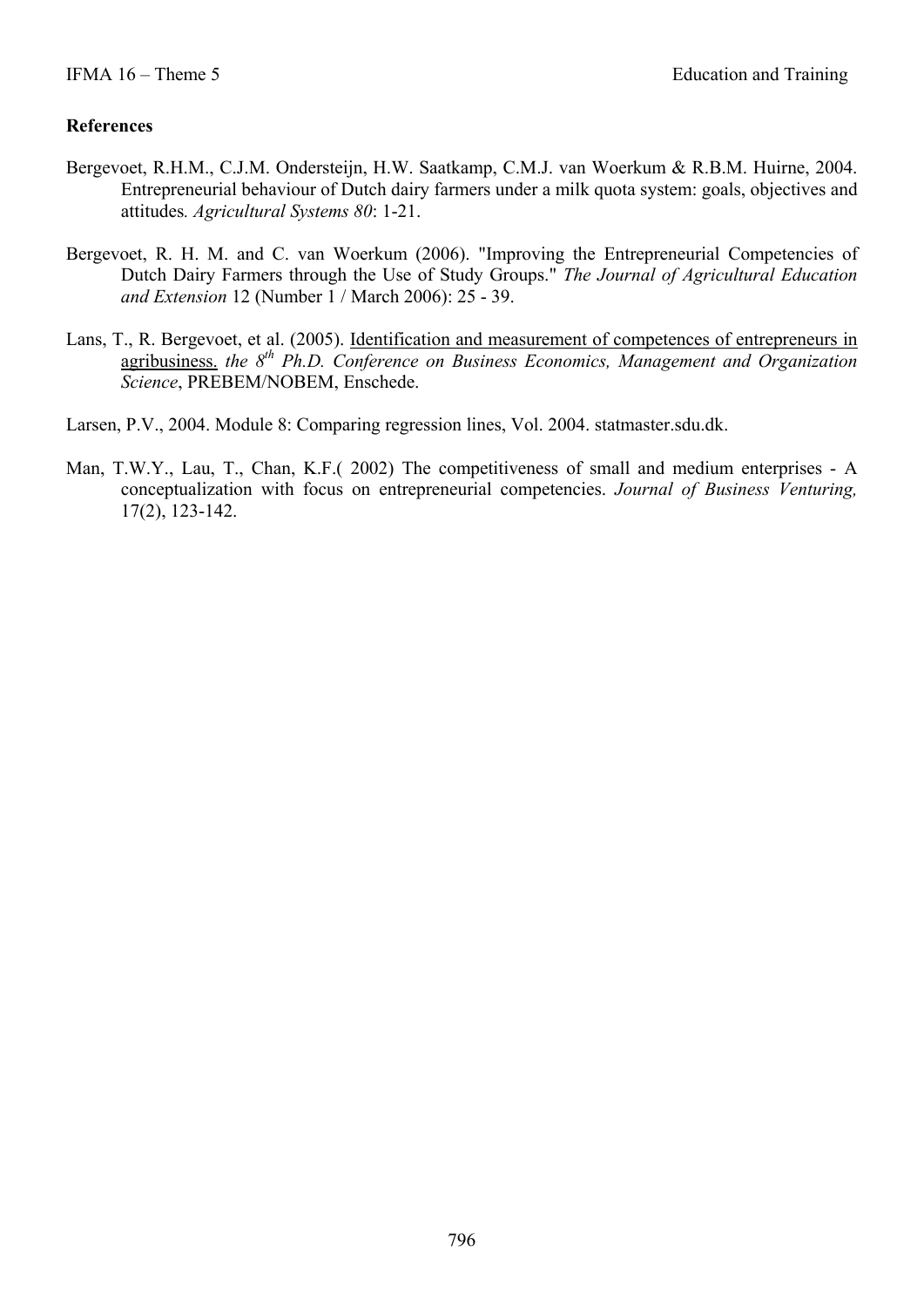**References**

Bergevoet, R.H.M., C.J.M. Ondersteijn, H.W. Saatkamp, C.M.J. van Woerkum & R.B.M. Huirne, 2004. Entrepreneurial behaviour of Dutch dairy farmers under a milk quota system: goals, objectives and attitudes*. Agricultural Systems 80*: 1-21.

Bergevoet, R. H. M. and C. van Woerkum (2006). "Improving the Entrepreneurial Competencies of Dutch Dairy Farmers through the Use of Study Groups." *The Journal of Agricultural Education and Extension* 12 (Number 1 / March 2006): 25 - 39.

Lans, T., R. Bergevoet, et al. (2005). Identification and measurement of competences of entrepreneurs in agribusiness. *the 8th Ph.D. Conference on Business Economics, Management and Organization Science*, PREBEM/NOBEM, Enschede.

Larsen, P.V., 2004. Module 8: Comparing regression lines, Vol. 2004. statmaster.sdu.dk.

Man, T.W.Y., Lau, T., Chan, K.F.( 2002) The competitiveness of small and medium enterprises - A conceptualization with focus on entrepreneurial competencies. *Journal of Business Venturing,* 17(2), 123-142.